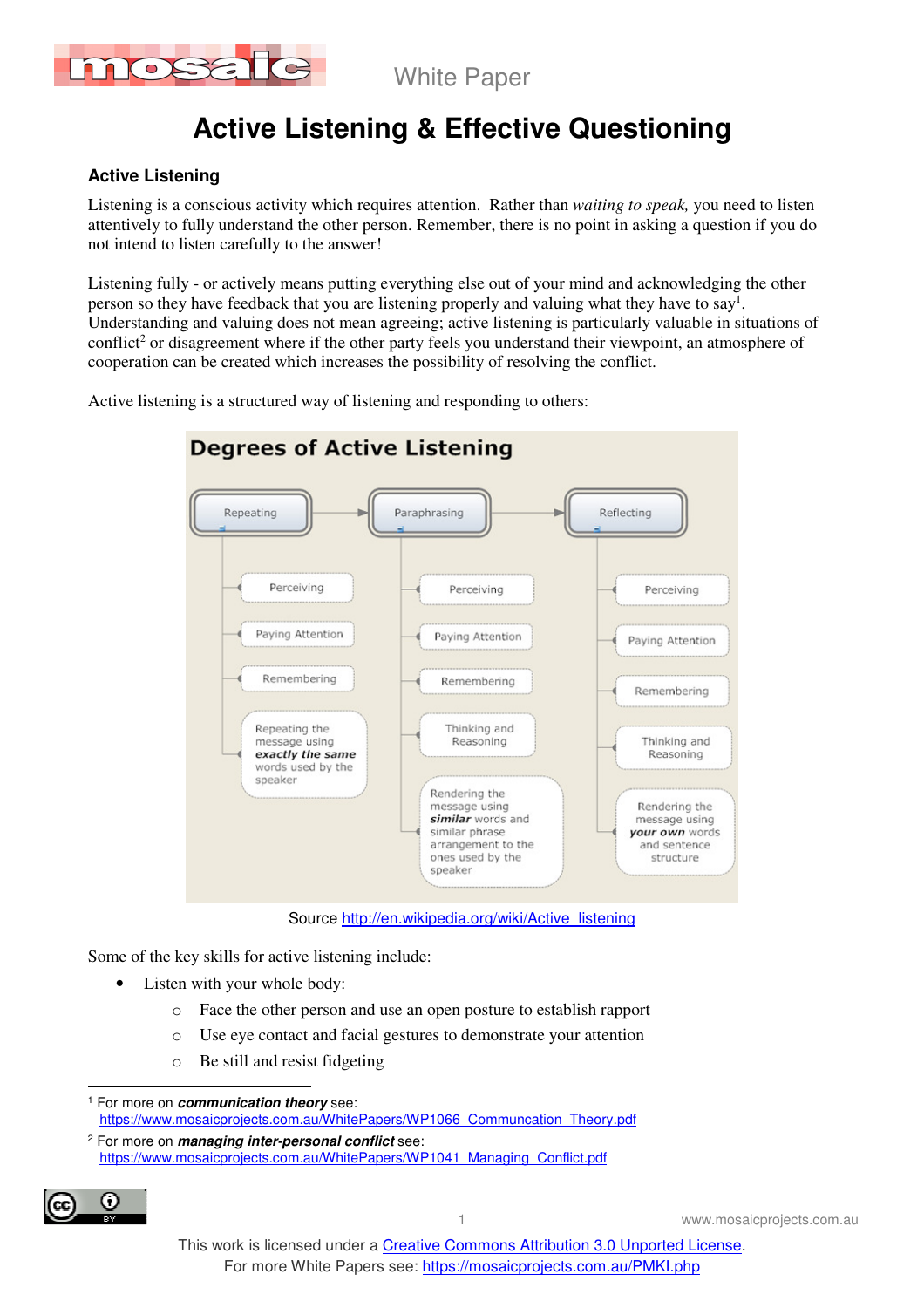# Active Listening & Effective Questioning

## Active Listening

Listening is a conscious activity which requires attention. Rather than *waiting to speak,* you need to listen attentively to fully understand the other person. Remember, there is no point in asking a question if you do not intend to listen carefully to the answer!

Listening fully - or actively means putting everything else out of your mind and acknowledging the other person so they have feedback that you are listening properly and valuing what they have to say[1]. Understanding and valuing does not mean agreeing; active listening is particularly valuable in situations of conflict[2] or disagreement where if the other party feels you understand their viewpoint, an atmosphere of cooperation can be created which increases the possibility of resolving the conflict.

Active listening is a structured way of listening and responding to others:

**Degrees of Active Listening**

| Repeating | Paraphrasing | Reflecting |
|---|---|---|
| Perceiving | Perceiving | Perceiving |
| Paying Attention | Paying Attention | Paying Attention |
| Remembering | Remembering | Remembering |
| Repeating the message using ***exactly the same*** words used by the speaker | Thinking and Reasoning | Thinking and Reasoning |
| | Rendering the message using ***similar*** words and similar phrase arrangement to the ones used by the speaker | Rendering the message using ***your own*** words and sentence structure |

Source http://en.wikipedia.org/wiki/Active_listening

Some of the key skills for active listening include:

- Listen with your whole body:
  - Face the other person and use an open posture to establish rapport
  - Use eye contact and facial gestures to demonstrate your attention
  - Be still and resist fidgeting

---

[1] For more on ***communication theory*** see: https://www.mosaicprojects.com.au/WhitePapers/WP1066_Communcation_Theory.pdf

[2] For more on ***managing inter-personal conflict*** see: https://www.mosaicprojects.com.au/WhitePapers/WP1041_Managing_Conflict.pdf

This work is licensed under a Creative Commons Attribution 3.0 Unported License.
For more White Papers see: https://mosaicprojects.com.au/PMKI.php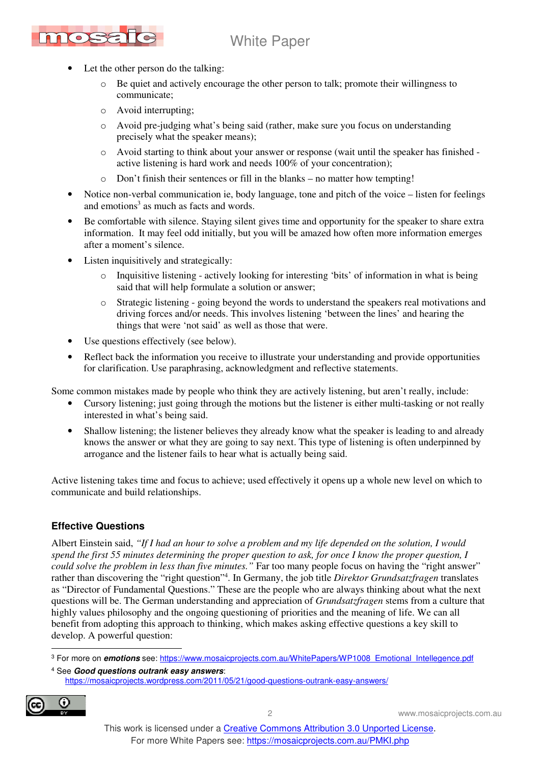- Let the other person do the talking:
    - Be quiet and actively encourage the other person to talk; promote their willingness to communicate;
    - Avoid interrupting;
    - Avoid pre-judging what's being said (rather, make sure you focus on understanding precisely what the speaker means);
    - Avoid starting to think about your answer or response (wait until the speaker has finished - active listening is hard work and needs 100% of your concentration);
    - Don't finish their sentences or fill in the blanks – no matter how tempting!
- Notice non-verbal communication ie, body language, tone and pitch of the voice – listen for feelings and emotions[3] as much as facts and words.
- Be comfortable with silence. Staying silent gives time and opportunity for the speaker to share extra information. It may feel odd initially, but you will be amazed how often more information emerges after a moment's silence.
- Listen inquisitively and strategically:
    - Inquisitive listening - actively looking for interesting 'bits' of information in what is being said that will help formulate a solution or answer;
    - Strategic listening - going beyond the words to understand the speakers real motivations and driving forces and/or needs. This involves listening 'between the lines' and hearing the things that were 'not said' as well as those that were.
- Use questions effectively (see below).
- Reflect back the information you receive to illustrate your understanding and provide opportunities for clarification. Use paraphrasing, acknowledgment and reflective statements.

Some common mistakes made by people who think they are actively listening, but aren't really, include:

- Cursory listening; just going through the motions but the listener is either multi-tasking or not really interested in what's being said.
- Shallow listening; the listener believes they already know what the speaker is leading to and already knows the answer or what they are going to say next. This type of listening is often underpinned by arrogance and the listener fails to hear what is actually being said.

Active listening takes time and focus to achieve; used effectively it opens up a whole new level on which to communicate and build relationships.

## Effective Questions

Albert Einstein said, *"If I had an hour to solve a problem and my life depended on the solution, I would spend the first 55 minutes determining the proper question to ask, for once I know the proper question, I could solve the problem in less than five minutes."* Far too many people focus on having the "right answer" rather than discovering the "right question"[4]. In Germany, the job title *Direktor Grundsatzfragen* translates as "Director of Fundamental Questions." These are the people who are always thinking about what the next questions will be. The German understanding and appreciation of *Grundsatzfragen* stems from a culture that highly values philosophy and the ongoing questioning of priorities and the meaning of life. We can all benefit from adopting this approach to thinking, which makes asking effective questions a key skill to develop. A powerful question:

---

[3] For more on ***emotions*** see: https://www.mosaicprojects.com.au/WhitePapers/WP1008_Emotional_Intellegence.pdf

[4] See ***Good questions outrank easy answers***: https://mosaicprojects.wordpress.com/2011/05/21/good-questions-outrank-easy-answers/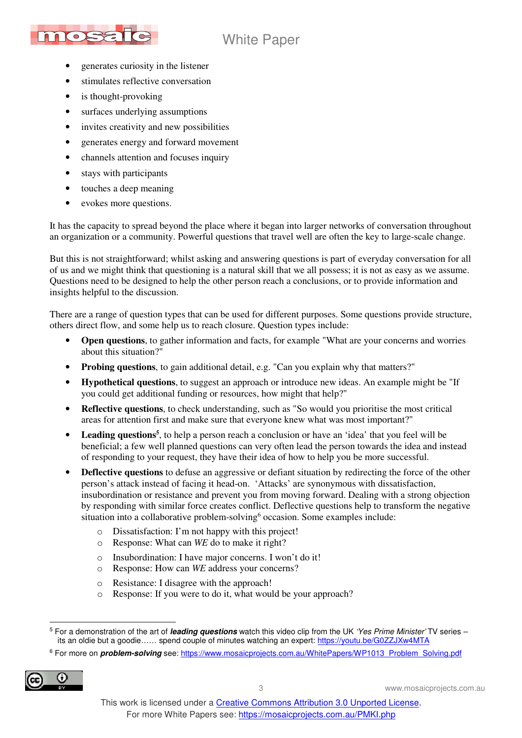- generates curiosity in the listener
- stimulates reflective conversation
- is thought-provoking
- surfaces underlying assumptions
- invites creativity and new possibilities
- generates energy and forward movement
- channels attention and focuses inquiry
- stays with participants
- touches a deep meaning
- evokes more questions.

It has the capacity to spread beyond the place where it began into larger networks of conversation throughout an organization or a community. Powerful questions that travel well are often the key to large-scale change.

But this is not straightforward; whilst asking and answering questions is part of everyday conversation for all of us and we might think that questioning is a natural skill that we all possess; it is not as easy as we assume. Questions need to be designed to help the other person reach a conclusions, or to provide information and insights helpful to the discussion.

There are a range of question types that can be used for different purposes. Some questions provide structure, others direct flow, and some help us to reach closure. Question types include:

- **Open questions**, to gather information and facts, for example "What are your concerns and worries about this situation?"
- **Probing questions**, to gain additional detail, e.g. "Can you explain why that matters?"
- **Hypothetical questions**, to suggest an approach or introduce new ideas. An example might be "If you could get additional funding or resources, how might that help?"
- **Reflective questions**, to check understanding, such as "So would you prioritise the most critical areas for attention first and make sure that everyone knew what was most important?"
- **Leading questions**[5], to help a person reach a conclusion or have an 'idea' that you feel will be beneficial; a few well planned questions can very often lead the person towards the idea and instead of responding to your request, they have their idea of how to help you be more successful.
- **Deflective questions** to defuse an aggressive or defiant situation by redirecting the force of the other person's attack instead of facing it head-on. 'Attacks' are synonymous with dissatisfaction, insubordination or resistance and prevent you from moving forward. Dealing with a strong objection by responding with similar force creates conflict. Deflective questions help to transform the negative situation into a collaborative problem-solving[6] occasion. Some examples include:
  - Dissatisfaction: I'm not happy with this project!
  - Response: What can *WE* do to make it right?
  - Insubordination: I have major concerns. I won't do it!
  - Response: How can *WE* address your concerns?
  - Resistance: I disagree with the approach!
  - Response: If you were to do it, what would be your approach?

---

[5] For a demonstration of the art of ***leading questions*** watch this video clip from the UK *'Yes Prime Minister'* TV series – its an oldie but a goodie…… spend couple of minutes watching an expert: https://youtu.be/G0ZZJXw4MTA

[6] For more on ***problem-solving*** see: https://www.mosaicprojects.com.au/WhitePapers/WP1013_Problem_Solving.pdf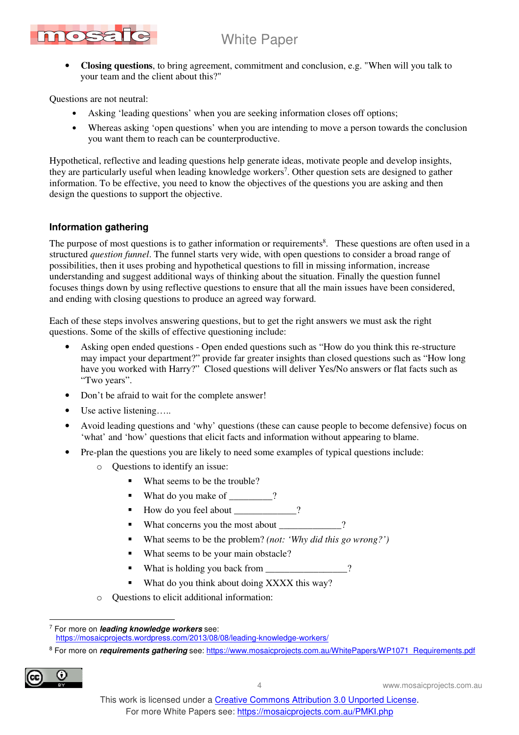- **Closing questions**, to bring agreement, commitment and conclusion, e.g. "When will you talk to your team and the client about this?"

Questions are not neutral:

- Asking 'leading questions' when you are seeking information closes off options;
- Whereas asking 'open questions' when you are intending to move a person towards the conclusion you want them to reach can be counterproductive.

Hypothetical, reflective and leading questions help generate ideas, motivate people and develop insights, they are particularly useful when leading knowledge workers[7]. Other question sets are designed to gather information. To be effective, you need to know the objectives of the questions you are asking and then design the questions to support the objective.

## Information gathering

The purpose of most questions is to gather information or requirements[8]. These questions are often used in a structured *question funnel*. The funnel starts very wide, with open questions to consider a broad range of possibilities, then it uses probing and hypothetical questions to fill in missing information, increase understanding and suggest additional ways of thinking about the situation. Finally the question funnel focuses things down by using reflective questions to ensure that all the main issues have been considered, and ending with closing questions to produce an agreed way forward.

Each of these steps involves answering questions, but to get the right answers we must ask the right questions. Some of the skills of effective questioning include:

- Asking open ended questions - Open ended questions such as "How do you think this re-structure may impact your department?" provide far greater insights than closed questions such as "How long have you worked with Harry?" Closed questions will deliver Yes/No answers or flat facts such as "Two years".
- Don't be afraid to wait for the complete answer!
- Use active listening…..
- Avoid leading questions and 'why' questions (these can cause people to become defensive) focus on 'what' and 'how' questions that elicit facts and information without appearing to blame.
- Pre-plan the questions you are likely to need some examples of typical questions include:
  - Questions to identify an issue:
    - What seems to be the trouble?
    - What do you make of _________?
    - How do you feel about _____________?
    - What concerns you the most about _____________?
    - What seems to be the problem? *(not: 'Why did this go wrong?')*
    - What seems to be your main obstacle?
    - What is holding you back from _________________?
    - What do you think about doing XXXX this way?
  - Questions to elicit additional information:

---

[7] For more on ***leading knowledge workers*** see: https://mosaicprojects.wordpress.com/2013/08/08/leading-knowledge-workers/

[8] For more on ***requirements gathering*** see: https://www.mosaicprojects.com.au/WhitePapers/WP1071_Requirements.pdf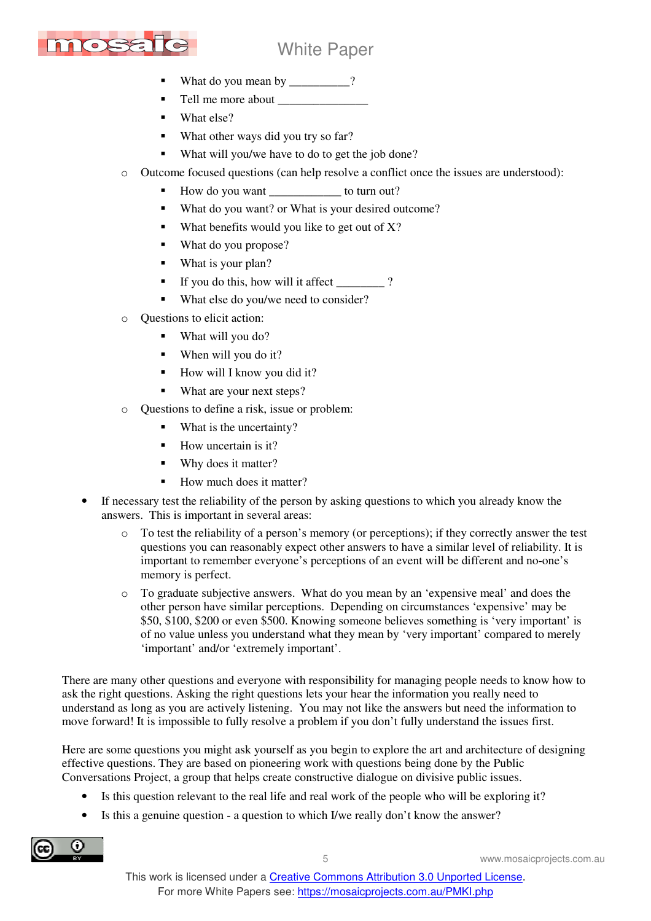- What do you mean by __________?
        - Tell me more about _______________
        - What else?
        - What other ways did you try so far?
        - What will you/we have to do to get the job done?
    - Outcome focused questions (can help resolve a conflict once the issues are understood):
        - How do you want ____________ to turn out?
        - What do you want? or What is your desired outcome?
        - What benefits would you like to get out of X?
        - What do you propose?
        - What is your plan?
        - If you do this, how will it affect ________ ?
        - What else do you/we need to consider?
    - Questions to elicit action:
        - What will you do?
        - When will you do it?
        - How will I know you did it?
        - What are your next steps?
    - Questions to define a risk, issue or problem:
        - What is the uncertainty?
        - How uncertain is it?
        - Why does it matter?
        - How much does it matter?
- If necessary test the reliability of the person by asking questions to which you already know the answers. This is important in several areas:
    - To test the reliability of a person's memory (or perceptions); if they correctly answer the test questions you can reasonably expect other answers to have a similar level of reliability. It is important to remember everyone's perceptions of an event will be different and no-one's memory is perfect.
    - To graduate subjective answers. What do you mean by an 'expensive meal' and does the other person have similar perceptions. Depending on circumstances 'expensive' may be $50, $100, $200 or even $500. Knowing someone believes something is 'very important' is of no value unless you understand what they mean by 'very important' compared to merely 'important' and/or 'extremely important'.

There are many other questions and everyone with responsibility for managing people needs to know how to ask the right questions. Asking the right questions lets your hear the information you really need to understand as long as you are actively listening. You may not like the answers but need the information to move forward! It is impossible to fully resolve a problem if you don't fully understand the issues first.

Here are some questions you might ask yourself as you begin to explore the art and architecture of designing effective questions. They are based on pioneering work with questions being done by the Public Conversations Project, a group that helps create constructive dialogue on divisive public issues.

- Is this question relevant to the real life and real work of the people who will be exploring it?
- Is this a genuine question - a question to which I/we really don't know the answer?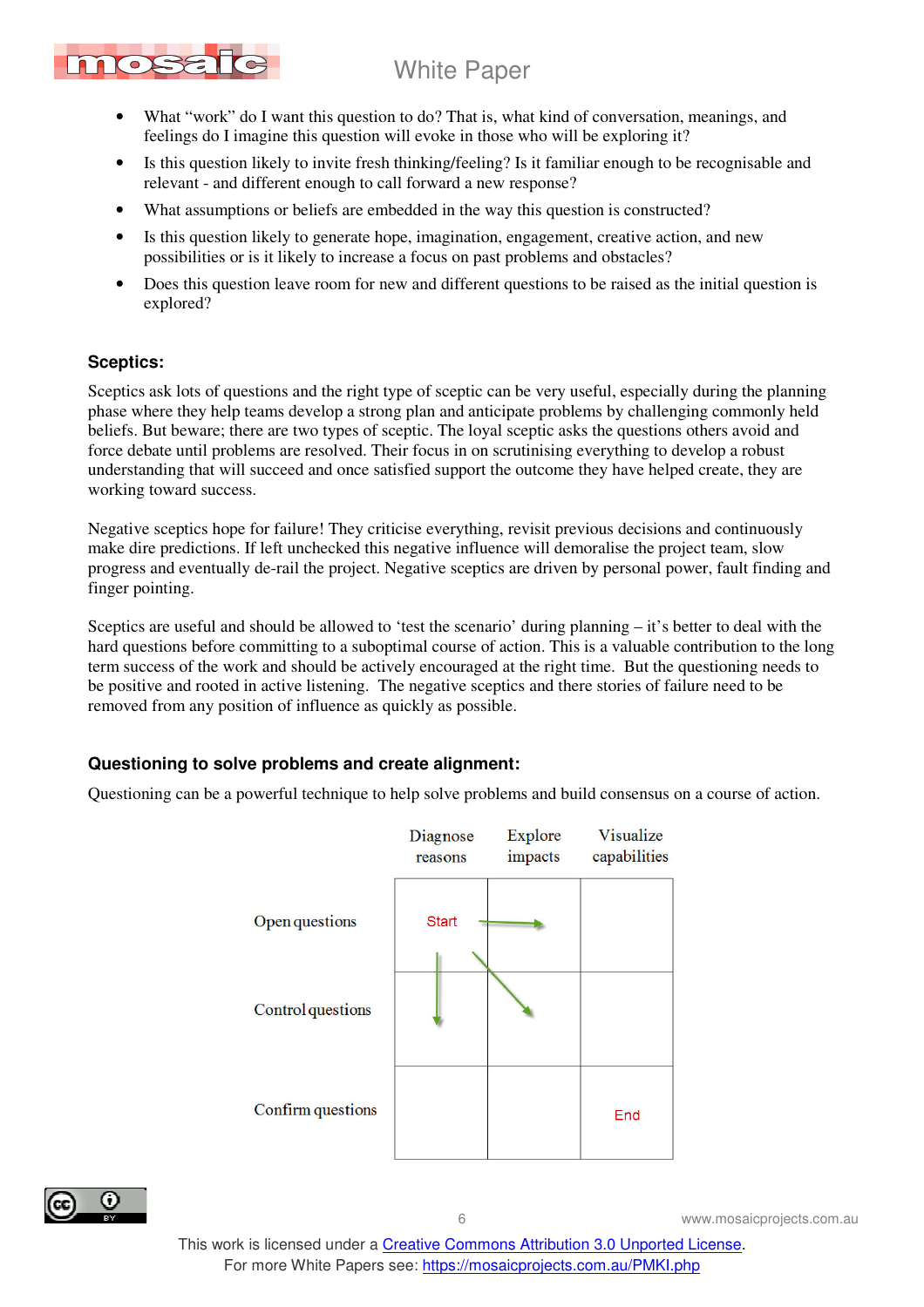- What "work" do I want this question to do? That is, what kind of conversation, meanings, and feelings do I imagine this question will evoke in those who will be exploring it?
- Is this question likely to invite fresh thinking/feeling? Is it familiar enough to be recognisable and relevant - and different enough to call forward a new response?
- What assumptions or beliefs are embedded in the way this question is constructed?
- Is this question likely to generate hope, imagination, engagement, creative action, and new possibilities or is it likely to increase a focus on past problems and obstacles?
- Does this question leave room for new and different questions to be raised as the initial question is explored?

### Sceptics:

Sceptics ask lots of questions and the right type of sceptic can be very useful, especially during the planning phase where they help teams develop a strong plan and anticipate problems by challenging commonly held beliefs. But beware; there are two types of sceptic. The loyal sceptic asks the questions others avoid and force debate until problems are resolved. Their focus in on scrutinising everything to develop a robust understanding that will succeed and once satisfied support the outcome they have helped create, they are working toward success.

Negative sceptics hope for failure! They criticise everything, revisit previous decisions and continuously make dire predictions. If left unchecked this negative influence will demoralise the project team, slow progress and eventually de-rail the project. Negative sceptics are driven by personal power, fault finding and finger pointing.

Sceptics are useful and should be allowed to 'test the scenario' during planning – it's better to deal with the hard questions before committing to a suboptimal course of action. This is a valuable contribution to the long term success of the work and should be actively encouraged at the right time. But the questioning needs to be positive and rooted in active listening. The negative sceptics and there stories of failure need to be removed from any position of influence as quickly as possible.

### Questioning to solve problems and create alignment:

Questioning can be a powerful technique to help solve problems and build consensus on a course of action.

| | Diagnose reasons | Explore impacts | Visualize capabilities |
|---|---|---|---|
| Open questions | Start | | |
| Control questions | | | |
| Confirm questions | | | End |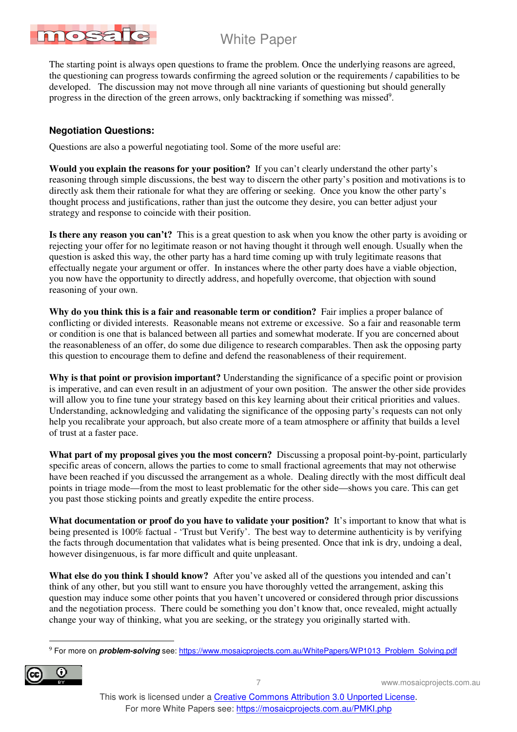The starting point is always open questions to frame the problem. Once the underlying reasons are agreed, the questioning can progress towards confirming the agreed solution or the requirements / capabilities to be developed. The discussion may not move through all nine variants of questioning but should generally progress in the direction of the green arrows, only backtracking if something was missed[9].

### Negotiation Questions:

Questions are also a powerful negotiating tool. Some of the more useful are:

**Would you explain the reasons for your position?** If you can't clearly understand the other party's reasoning through simple discussions, the best way to discern the other party's position and motivations is to directly ask them their rationale for what they are offering or seeking. Once you know the other party's thought process and justifications, rather than just the outcome they desire, you can better adjust your strategy and response to coincide with their position.

**Is there any reason you can't?** This is a great question to ask when you know the other party is avoiding or rejecting your offer for no legitimate reason or not having thought it through well enough. Usually when the question is asked this way, the other party has a hard time coming up with truly legitimate reasons that effectually negate your argument or offer. In instances where the other party does have a viable objection, you now have the opportunity to directly address, and hopefully overcome, that objection with sound reasoning of your own.

**Why do you think this is a fair and reasonable term or condition?** Fair implies a proper balance of conflicting or divided interests. Reasonable means not extreme or excessive. So a fair and reasonable term or condition is one that is balanced between all parties and somewhat moderate. If you are concerned about the reasonableness of an offer, do some due diligence to research comparables. Then ask the opposing party this question to encourage them to define and defend the reasonableness of their requirement.

**Why is that point or provision important?** Understanding the significance of a specific point or provision is imperative, and can even result in an adjustment of your own position. The answer the other side provides will allow you to fine tune your strategy based on this key learning about their critical priorities and values. Understanding, acknowledging and validating the significance of the opposing party's requests can not only help you recalibrate your approach, but also create more of a team atmosphere or affinity that builds a level of trust at a faster pace.

**What part of my proposal gives you the most concern?** Discussing a proposal point-by-point, particularly specific areas of concern, allows the parties to come to small fractional agreements that may not otherwise have been reached if you discussed the arrangement as a whole. Dealing directly with the most difficult deal points in triage mode—from the most to least problematic for the other side—shows you care. This can get you past those sticking points and greatly expedite the entire process.

**What documentation or proof do you have to validate your position?** It's important to know that what is being presented is 100% factual - 'Trust but Verify'. The best way to determine authenticity is by verifying the facts through documentation that validates what is being presented. Once that ink is dry, undoing a deal, however disingenuous, is far more difficult and quite unpleasant.

**What else do you think I should know?** After you've asked all of the questions you intended and can't think of any other, but you still want to ensure you have thoroughly vetted the arrangement, asking this question may induce some other points that you haven't uncovered or considered through prior discussions and the negotiation process. There could be something you don't know that, once revealed, might actually change your way of thinking, what you are seeking, or the strategy you originally started with.

---

[9] For more on ***problem-solving*** see: https://www.mosaicprojects.com.au/WhitePapers/WP1013_Problem_Solving.pdf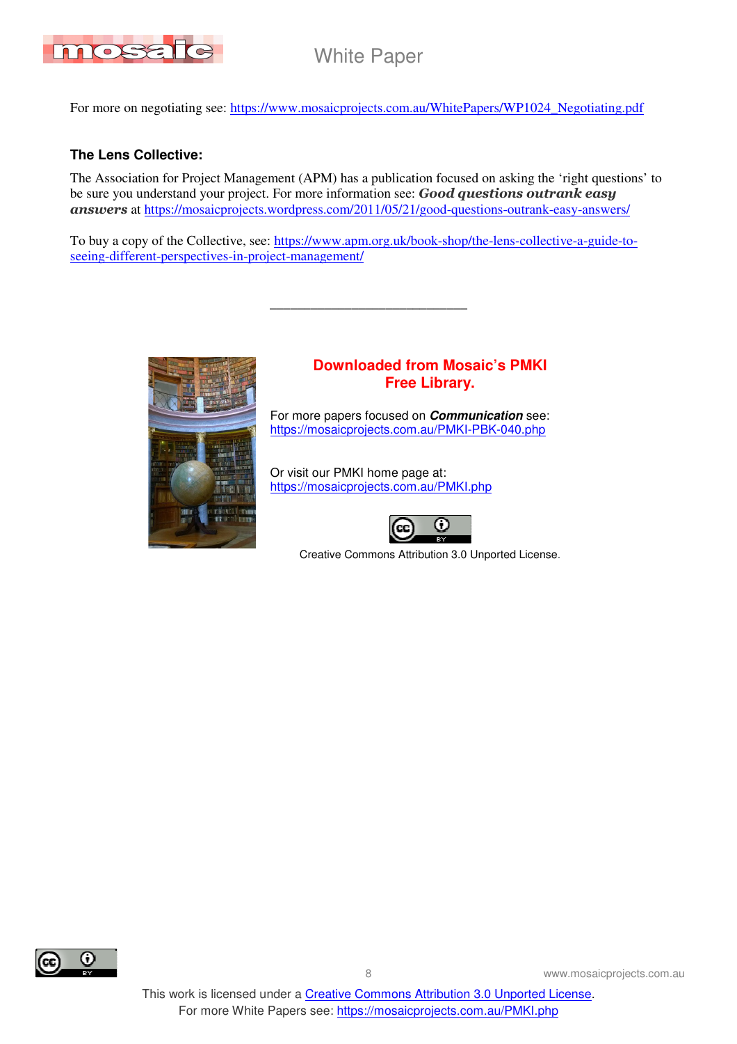For more on negotiating see: https://www.mosaicprojects.com.au/WhitePapers/WP1024_Negotiating.pdf

### The Lens Collective:

The Association for Project Management (APM) has a publication focused on asking the 'right questions' to be sure you understand your project. For more information see: ***Good questions outrank easy answers*** at https://mosaicprojects.wordpress.com/2011/05/21/good-questions-outrank-easy-answers/

To buy a copy of the Collective, see: https://www.apm.org.uk/book-shop/the-lens-collective-a-guide-to-seeing-different-perspectives-in-project-management/

---

**Downloaded from Mosaic's PMKI Free Library.**

For more papers focused on ***Communication*** see: https://mosaicprojects.com.au/PMKI-PBK-040.php

Or visit our PMKI home page at: https://mosaicprojects.com.au/PMKI.php

Creative Commons Attribution 3.0 Unported License.

This work is licensed under a Creative Commons Attribution 3.0 Unported License.
For more White Papers see: https://mosaicprojects.com.au/PMKI.php